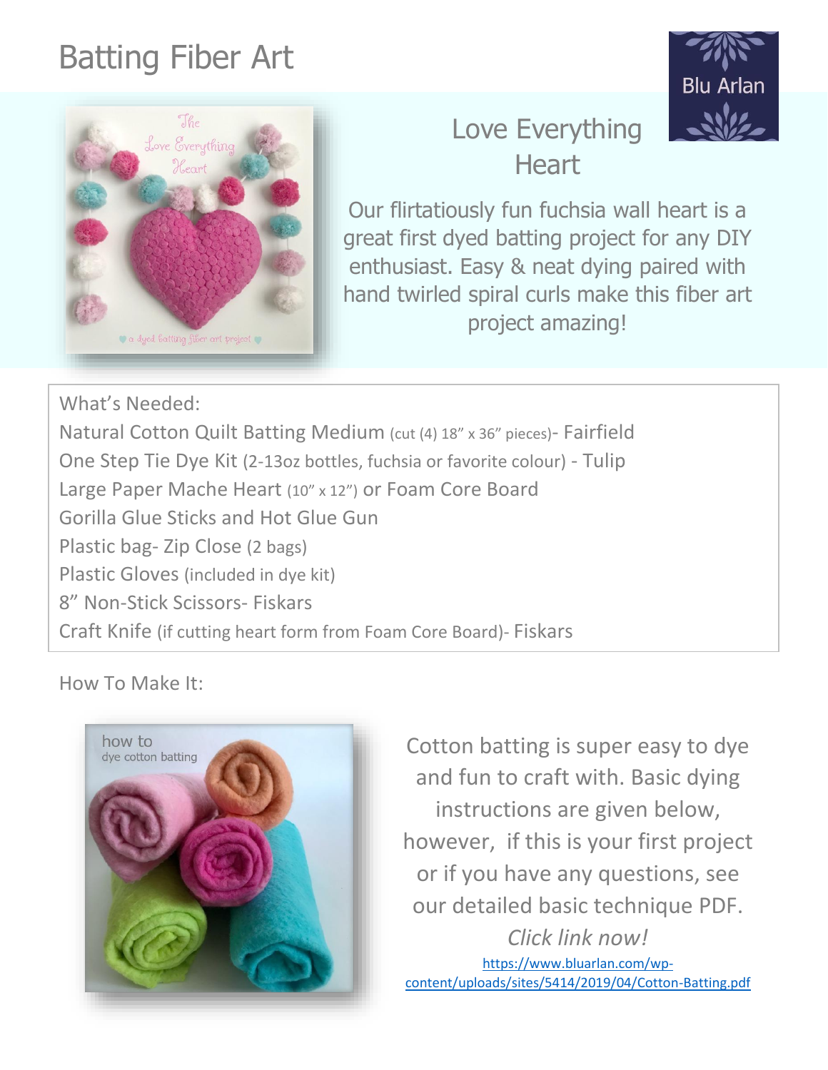# Batting Fiber Art

Blu Arlan

## Love Everything Heart

Our flirtatiously fun fuchsia wall heart is a great first dyed batting project for any DIY enthusiast. Easy & neat dying paired with hand twirled spiral curls make this fiber art project amazing!

What's Needed:

Natural Cotton Quilt Batting Medium (cut (4) 18" x 36" pieces)- Fairfield
One Step Tie Dye Kit (2-13oz bottles, fuchsia or favorite colour) - Tulip
Large Paper Mache Heart (10" x 12") or Foam Core Board
Gorilla Glue Sticks and Hot Glue Gun
Plastic bag- Zip Close (2 bags)
Plastic Gloves (included in dye kit)
8" Non-Stick Scissors- Fiskars
Craft Knife (if cutting heart form from Foam Core Board)- Fiskars

How To Make It:

Cotton batting is super easy to dye and fun to craft with. Basic dying instructions are given below, however, if this is your first project or if you have any questions, see our detailed basic technique PDF.

*Click link now!*

https://www.bluarlan.com/wp-content/uploads/sites/5414/2019/04/Cotton-Batting.pdf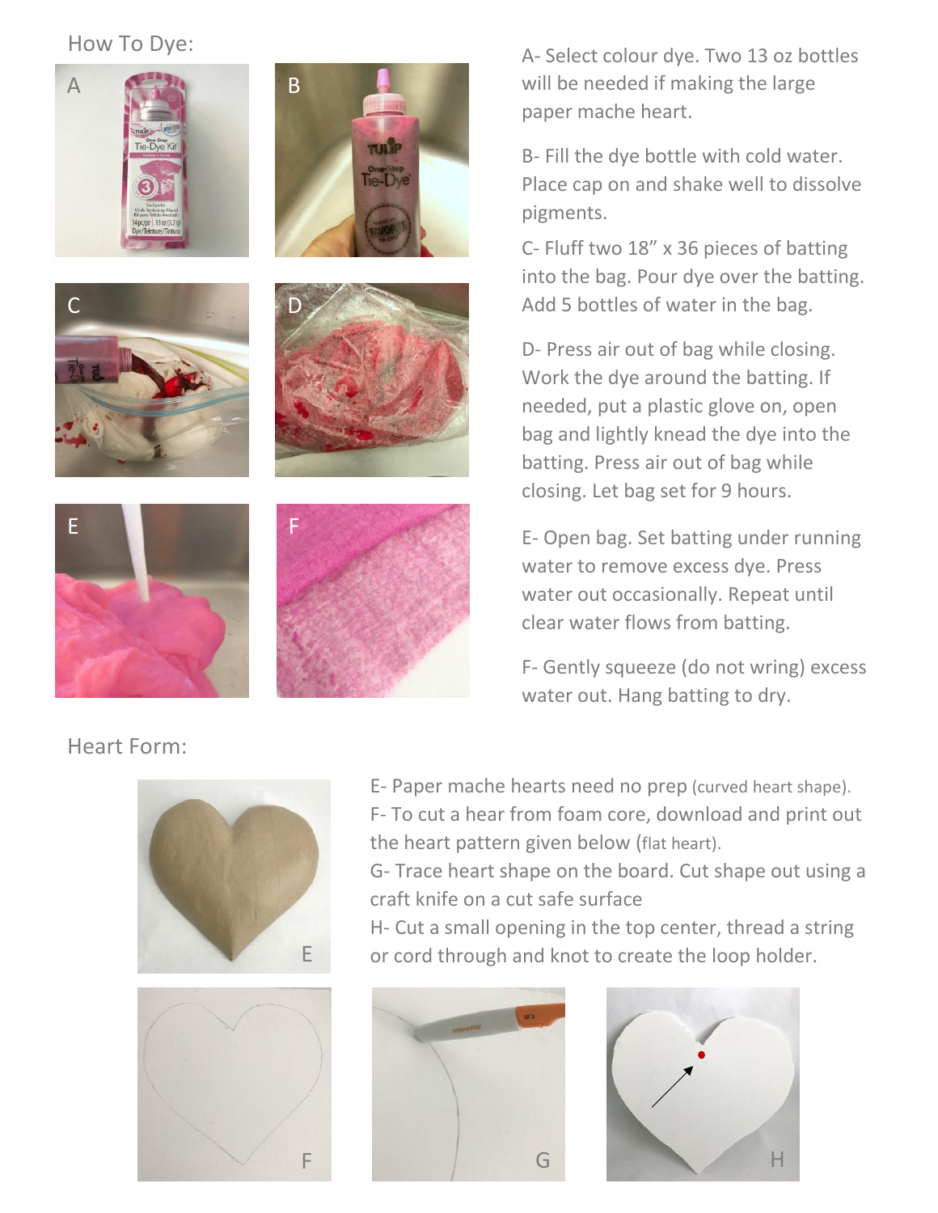## How To Dye:

A- Select colour dye. Two 13 oz bottles will be needed if making the large paper mache heart.

B- Fill the dye bottle with cold water. Place cap on and shake well to dissolve pigments.

C- Fluff two 18" x 36 pieces of batting into the bag. Pour dye over the batting. Add 5 bottles of water in the bag.

D- Press air out of bag while closing. Work the dye around the batting. If needed, put a plastic glove on, open bag and lightly knead the dye into the batting. Press air out of bag while closing. Let bag set for 9 hours.

E- Open bag. Set batting under running water to remove excess dye. Press water out occasionally. Repeat until clear water flows from batting.

F- Gently squeeze (do not wring) excess water out. Hang batting to dry.

## Heart Form:

E- Paper mache hearts need no prep (curved heart shape).
F- To cut a hear from foam core, download and print out the heart pattern given below (flat heart).
G- Trace heart shape on the board. Cut shape out using a craft knife on a cut safe surface
H- Cut a small opening in the top center, thread a string or cord through and knot to create the loop holder.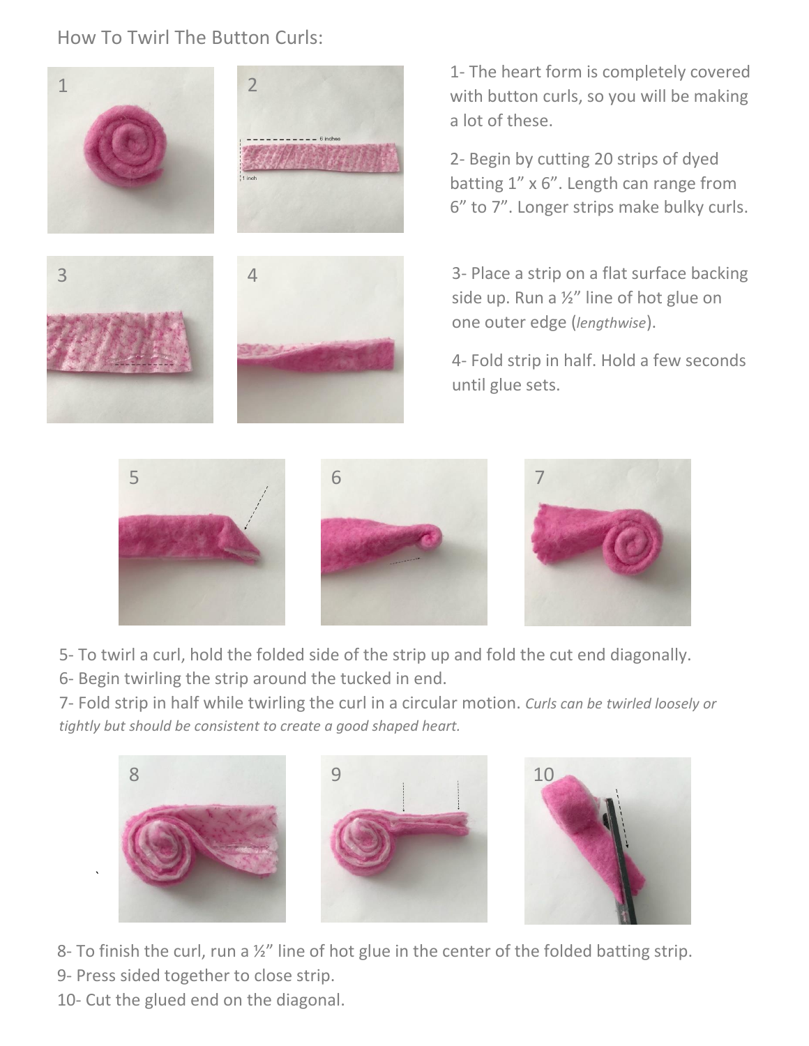How To Twirl The Button Curls:

1- The heart form is completely covered with button curls, so you will be making a lot of these.

2- Begin by cutting 20 strips of dyed batting 1” x 6”. Length can range from 6” to 7”. Longer strips make bulky curls.

3- Place a strip on a flat surface backing side up. Run a ½” line of hot glue on one outer edge (*lengthwise*).

4- Fold strip in half. Hold a few seconds until glue sets.

5- To twirl a curl, hold the folded side of the strip up and fold the cut end diagonally.
6- Begin twirling the strip around the tucked in end.
7- Fold strip in half while twirling the curl in a circular motion. *Curls can be twirled loosely or tightly but should be consistent to create a good shaped heart.*

8- To finish the curl, run a ½” line of hot glue in the center of the folded batting strip.
9- Press sided together to close strip.
10- Cut the glued end on the diagonal.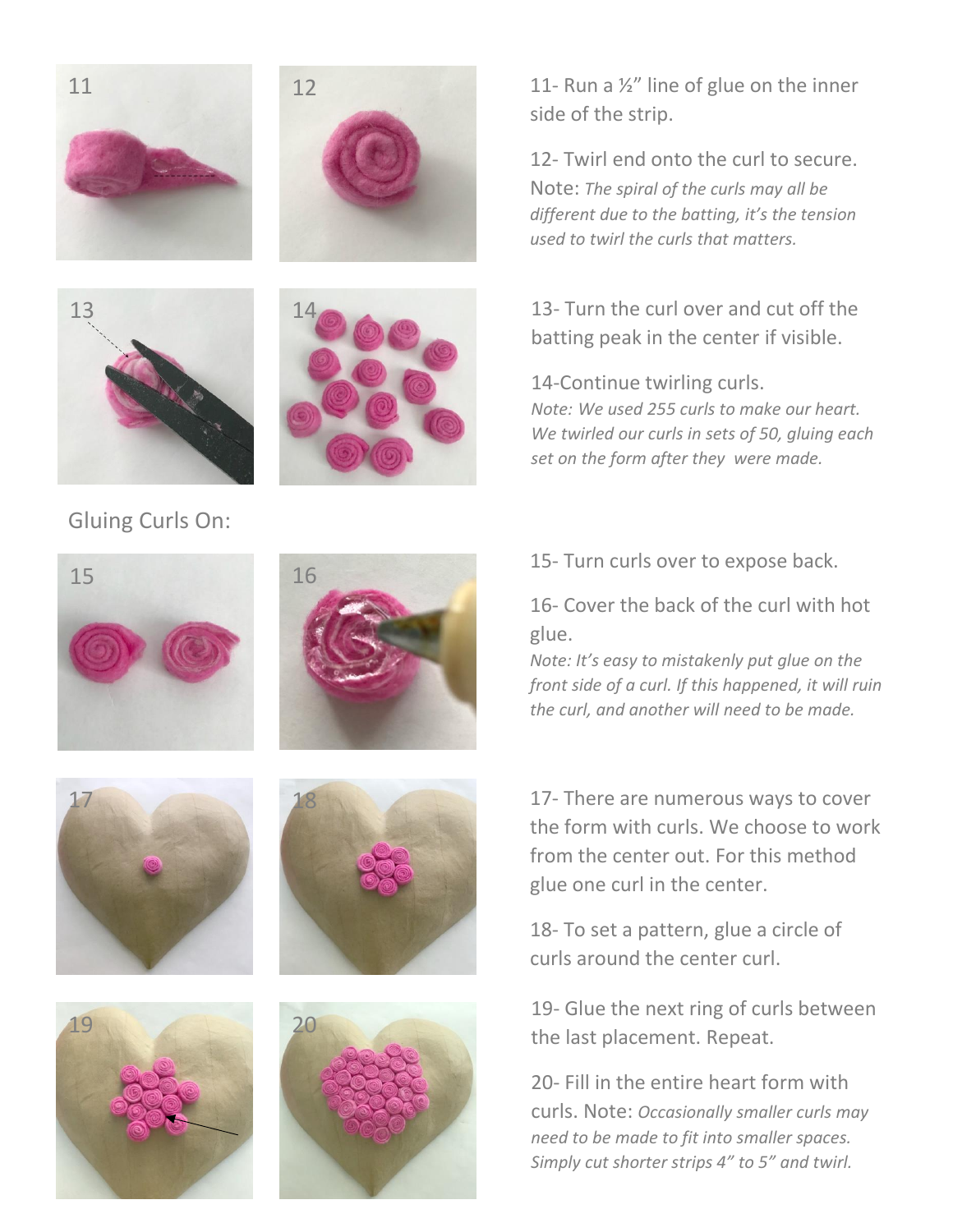11- Run a ½" line of glue on the inner side of the strip.

12- Twirl end onto the curl to secure. Note: *The spiral of the curls may all be different due to the batting, it's the tension used to twirl the curls that matters.*

13- Turn the curl over and cut off the batting peak in the center if visible.

14-Continue twirling curls.
*Note: We used 255 curls to make our heart. We twirled our curls in sets of 50, gluing each set on the form after they were made.*

Gluing Curls On:

15- Turn curls over to expose back.

16- Cover the back of the curl with hot glue.
*Note: It's easy to mistakenly put glue on the front side of a curl. If this happened, it will ruin the curl, and another will need to be made.*

17- There are numerous ways to cover the form with curls. We choose to work from the center out. For this method glue one curl in the center.

18- To set a pattern, glue a circle of curls around the center curl.

19- Glue the next ring of curls between the last placement. Repeat.

20- Fill in the entire heart form with curls. Note: *Occasionally smaller curls may need to be made to fit into smaller spaces. Simply cut shorter strips 4" to 5" and twirl.*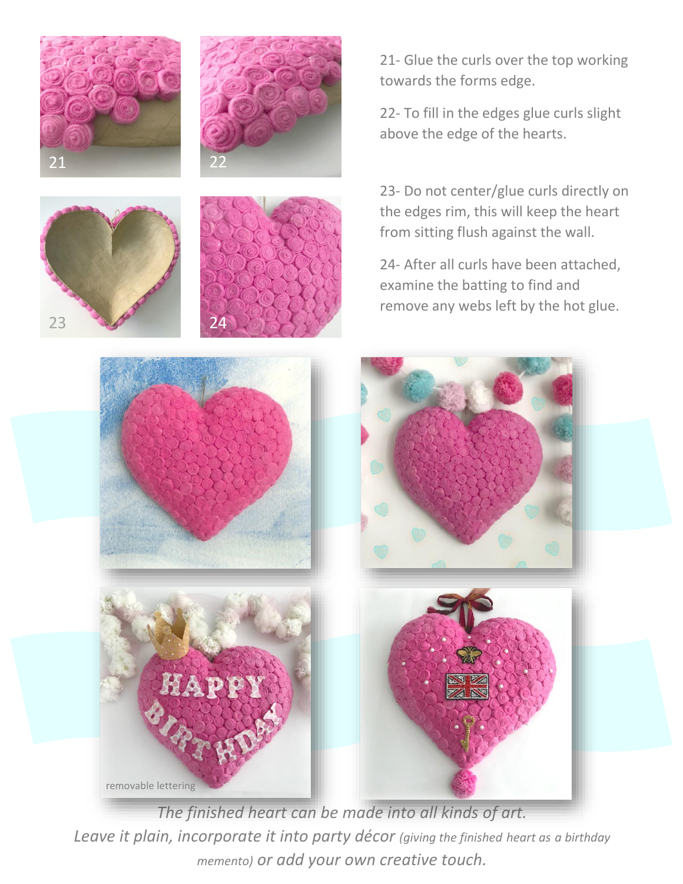21- Glue the curls over the top working towards the forms edge.

22- To fill in the edges glue curls slight above the edge of the hearts.

23- Do not center/glue curls directly on the edges rim, this will keep the heart from sitting flush against the wall.

24- After all curls have been attached, examine the batting to find and remove any webs left by the hot glue.

removable lettering

*The finished heart can be made into all kinds of art.*
*Leave it plain, incorporate it into party décor (giving the finished heart as a birthday memento) or add your own creative touch.*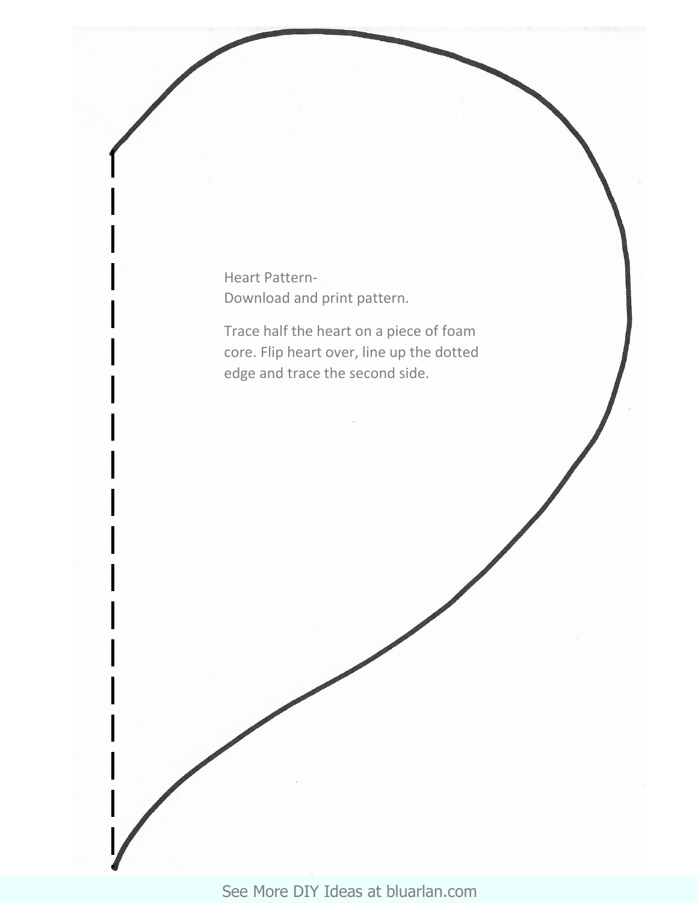Heart Pattern-
Download and print pattern.

Trace half the heart on a piece of foam core. Flip heart over, line up the dotted edge and trace the second side.

See More DIY Ideas at bluarlan.com